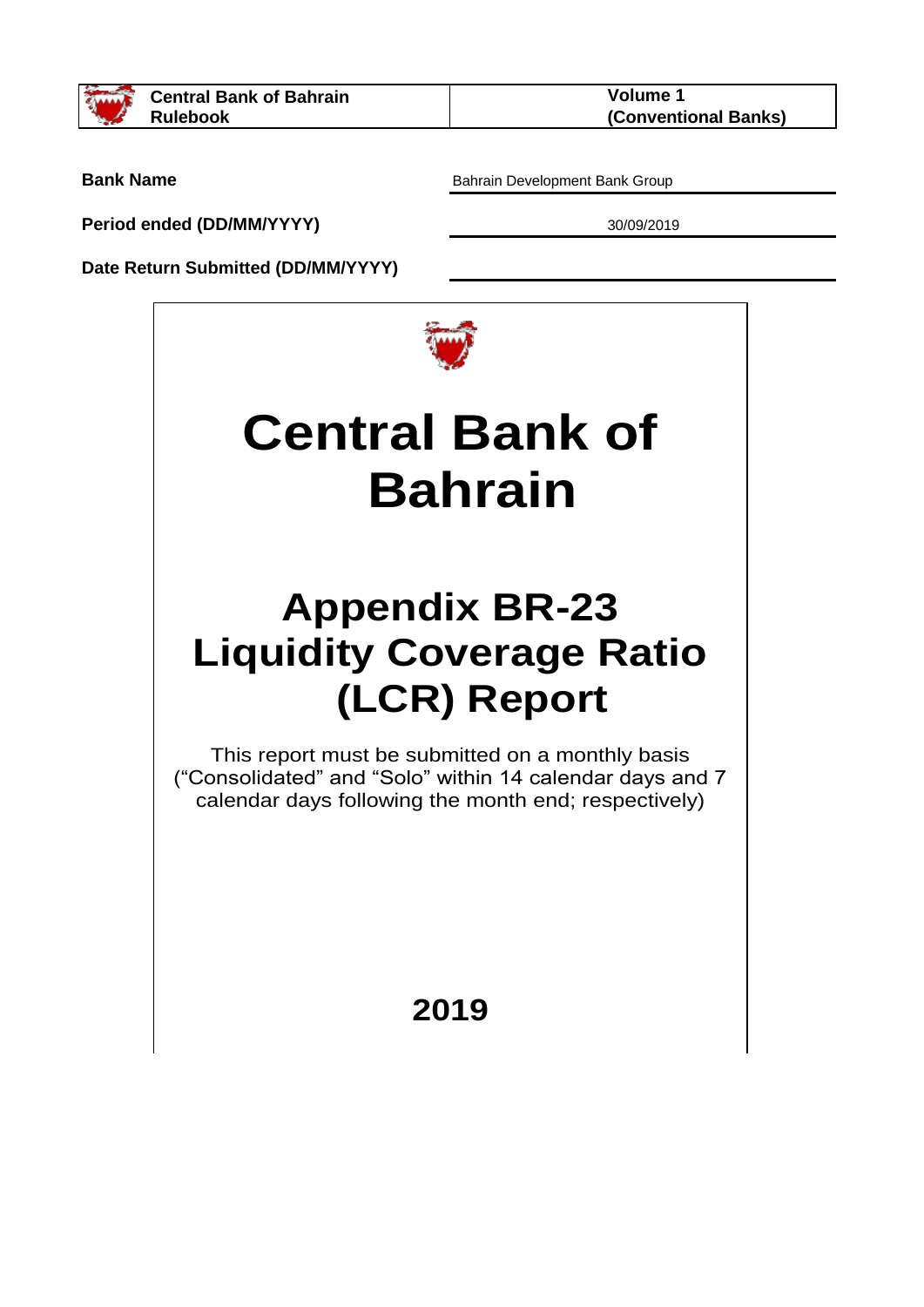| Central Bank of Bahrain Rulebook | Volume 1 (Conventional Banks) |
| --- | --- |

| | |
| --- | --- |
| **Bank Name** | Bahrain Development Bank Group |
| **Period ended (DD/MM/YYYY)** | 30/09/2019 |
| **Date Return Submitted (DD/MM/YYYY)** | |

# Central Bank of Bahrain

# Appendix BR-23 Liquidity Coverage Ratio (LCR) Report

This report must be submitted on a monthly basis ("Consolidated" and "Solo" within 14 calendar days and 7 calendar days following the month end; respectively)

**2019**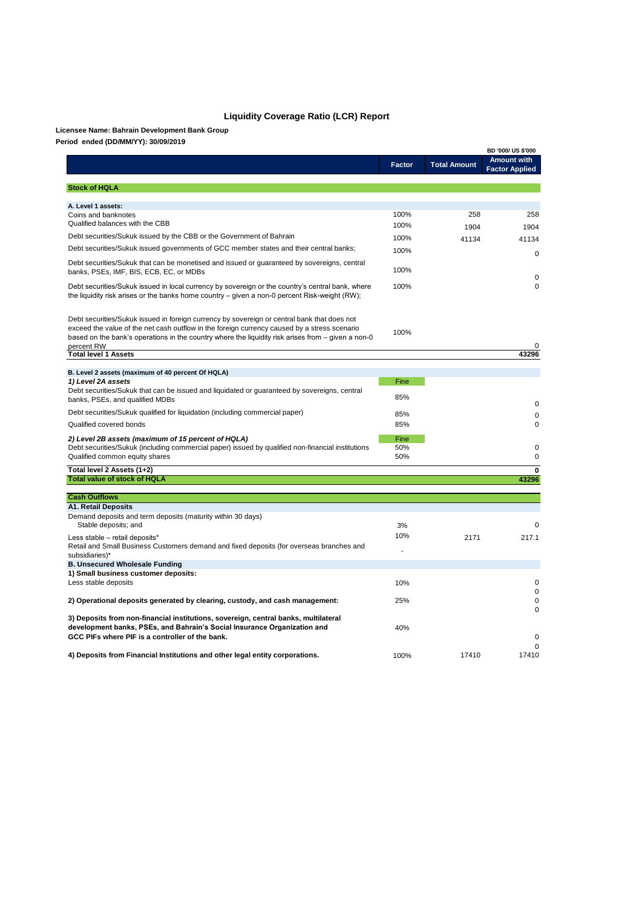# Liquidity Coverage Ratio (LCR) Report

**Licensee Name: Bahrain Development Bank Group**

**Period ended (DD/MM/YY): 30/09/2019**

BD '000/ US $'000

| | Factor | Total Amount | Amount with Factor Applied |
|---|---|---|---|
| **Stock of HQLA** | | | |
| **A. Level 1 assets:** | | | |
| Coins and banknotes | 100% | 258 | 258 |
| Qualified balances with the CBB | 100% | 1904 | 1904 |
| Debt securities/Sukuk issued by the CBB or the Government of Bahrain | 100% | 41134 | 41134 |
| Debt securities/Sukuk issued governments of GCC member states and their central banks; | 100% | | 0 |
| Debt securities/Sukuk that can be monetised and issued or guaranteed by sovereigns, central banks, PSEs, IMF, BIS, ECB, EC, or MDBs | 100% | | 0 |
| Debt securities/Sukuk issued in local currency by sovereign or the country's central bank, where the liquidity risk arises or the banks home country – given a non-0 percent Risk-weight (RW); | 100% | | 0 |
| Debt securities/Sukuk issued in foreign currency by sovereign or central bank that does not exceed the value of the net cash outflow in the foreign currency caused by a stress scenario based on the bank's operations in the country where the liquidity risk arises from – given a non-0 percent RW | 100% | | 0 |
| **Total level 1 Assets** | | | **43296** |
| **B. Level 2 assets (maximum of 40 percent Of HQLA)** | | | |
| ***1) Level 2A assets*** | Fine | | |
| Debt securities/Sukuk that can be issued and liquidated or guaranteed by sovereigns, central banks, PSEs, and qualified MDBs | 85% | | 0 |
| Debt securities/Sukuk qualified for liquidation (including commercial paper) | 85% | | 0 |
| Qualified covered bonds | 85% | | 0 |
| ***2) Level 2B assets (maximum of 15 percent of HQLA)*** | Fine | | |
| Debt securities/Sukuk (including commercial paper) issued by qualified non-financial institutions | 50% | | 0 |
| Qualified common equity shares | 50% | | 0 |
| **Total level 2 Assets (1+2)** | | | **0** |
| **Total value of stock of HQLA** | | | **43296** |
| **Cash Outflows** | | | |
| **A1. Retail Deposits** | | | |
| Demand deposits and term deposits (maturity within 30 days) Stable deposits; and | 3% | | 0 |
| Less stable – retail deposits* | 10% | 2171 | 217.1 |
| Retail and Small Business Customers demand and fixed deposits (for overseas branches and subsidiaries)* | - | | |
| **B. Unsecured Wholesale Funding** | | | |
| **1) Small business customer deposits:** | | | |
| Less stable deposits | 10% | | 0 |
| | | | 0 |
| **2) Operational deposits generated by clearing, custody, and cash management:** | 25% | | 0 |
| | | | 0 |
| **3) Deposits from non-financial institutions, sovereign, central banks, multilateral development banks, PSEs, and Bahrain's Social Insurance Organization and GCC PIFs where PIF is a controller of the bank.** | 40% | | 0 |
| | | | 0 |
| **4) Deposits from Financial Institutions and other legal entity corporations.** | 100% | 17410 | 17410 |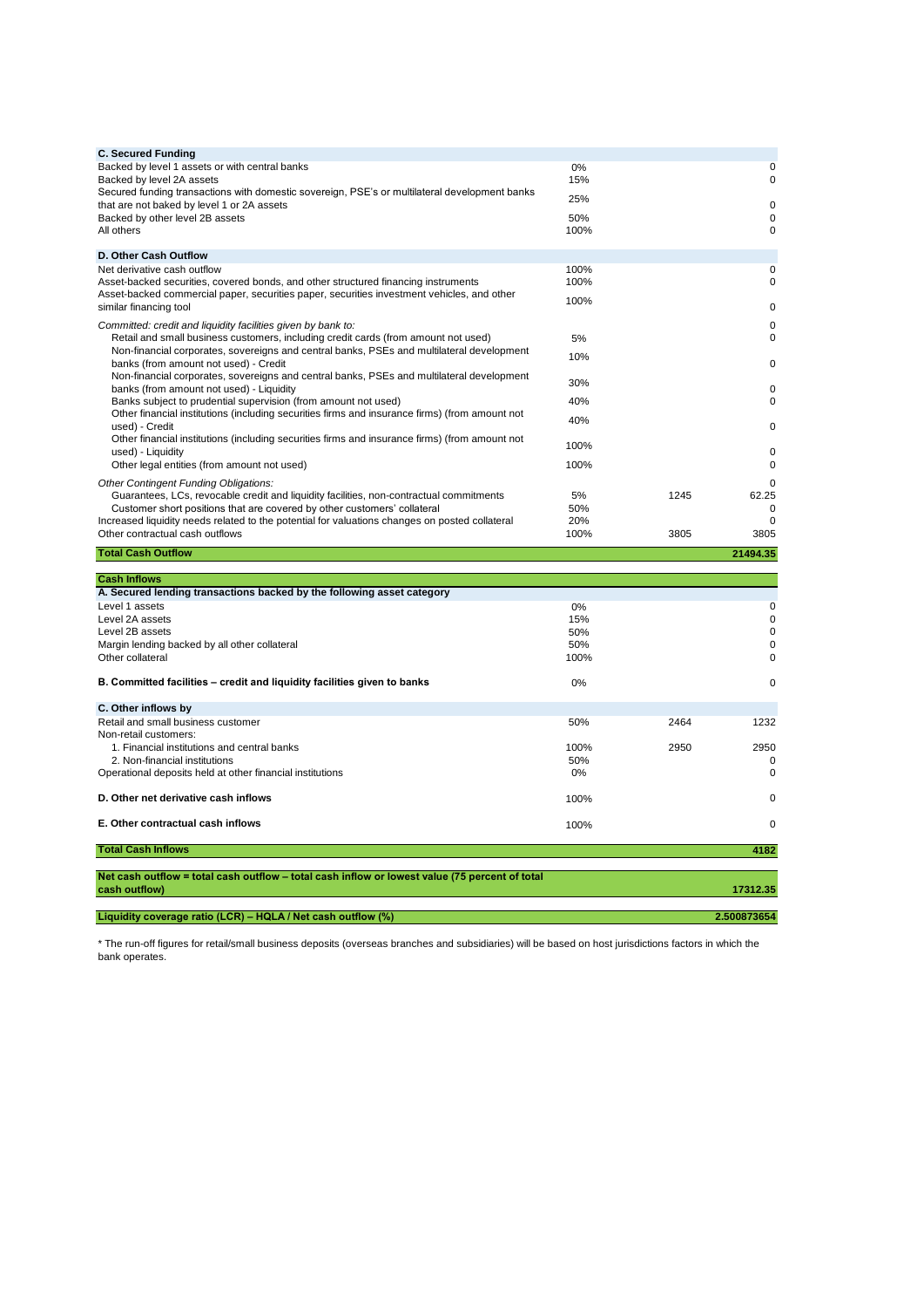| | | | |
|---|---|---|---|
| **C. Secured Funding** | | | |
| Backed by level 1 assets or with central banks | 0% | | 0 |
| Backed by level 2A assets | 15% | | 0 |
| Secured funding transactions with domestic sovereign, PSE's or multilateral development banks that are not baked by level 1 or 2A assets | 25% | | 0 |
| Backed by other level 2B assets | 50% | | 0 |
| All others | 100% | | 0 |
| **D. Other Cash Outflow** | | | |
| Net derivative cash outflow | 100% | | 0 |
| Asset-backed securities, covered bonds, and other structured financing instruments | 100% | | 0 |
| Asset-backed commercial paper, securities paper, securities investment vehicles, and other similar financing tool | 100% | | 0 |
| *Committed: credit and liquidity facilities given by bank to:* | | | 0 |
| Retail and small business customers, including credit cards (from amount not used) | 5% | | 0 |
| Non-financial corporates, sovereigns and central banks, PSEs and multilateral development banks (from amount not used) - Credit | 10% | | 0 |
| Non-financial corporates, sovereigns and central banks, PSEs and multilateral development banks (from amount not used) - Liquidity | 30% | | 0 |
| Banks subject to prudential supervision (from amount not used) | 40% | | 0 |
| Other financial institutions (including securities firms and insurance firms) (from amount not used) - Credit | 40% | | 0 |
| Other financial institutions (including securities firms and insurance firms) (from amount not used) - Liquidity | 100% | | 0 |
| Other legal entities (from amount not used) | 100% | | 0 |
| *Other Contingent Funding Obligations:* | | | 0 |
| Guarantees, LCs, revocable credit and liquidity facilities, non-contractual commitments | 5% | 1245 | 62.25 |
| Customer short positions that are covered by other customers' collateral | 50% | | 0 |
| Increased liquidity needs related to the potential for valuations changes on posted collateral | 20% | | 0 |
| Other contractual cash outflows | 100% | 3805 | 3805 |
| **Total Cash Outflow** | | | **21494.35** |
| **Cash Inflows** | | | |
| **A. Secured lending transactions backed by the following asset category** | | | |
| Level 1 assets | 0% | | 0 |
| Level 2A assets | 15% | | 0 |
| Level 2B assets | 50% | | 0 |
| Margin lending backed by all other collateral | 50% | | 0 |
| Other collateral | 100% | | 0 |
| **B. Committed facilities – credit and liquidity facilities given to banks** | 0% | | 0 |
| **C. Other inflows by** | | | |
| Retail and small business customer | 50% | 2464 | 1232 |
| Non-retail customers: | | | |
| 1. Financial institutions and central banks | 100% | 2950 | 2950 |
| 2. Non-financial institutions | 50% | | 0 |
| Operational deposits held at other financial institutions | 0% | | 0 |
| **D. Other net derivative cash inflows** | 100% | | 0 |
| **E. Other contractual cash inflows** | 100% | | 0 |
| **Total Cash Inflows** | | | **4182** |
| **Net cash outflow = total cash outflow – total cash inflow or lowest value (75 percent of total cash outflow)** | | | **17312.35** |
| **Liquidity coverage ratio (LCR) – HQLA / Net cash outflow (%)** | | | **2.500873654** |

* The run-off figures for retail/small business deposits (overseas branches and subsidiaries) will be based on host jurisdictions factors in which the bank operates.